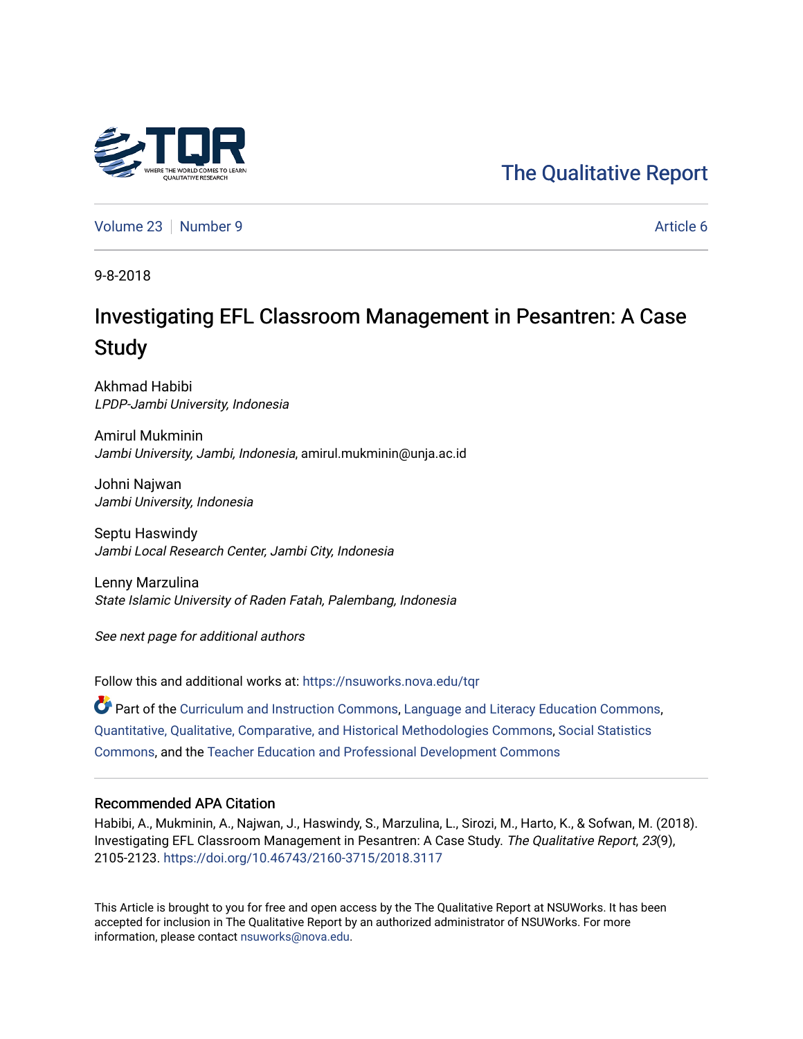The Qualitative Report

Volume 23 | Number 9 Article 6

9-8-2018

# Investigating EFL Classroom Management in Pesantren: A Case Study

Akhmad Habibi
*LPDP-Jambi University, Indonesia*

Amirul Mukminin
*Jambi University, Jambi, Indonesia*, amirul.mukminin@unja.ac.id

Johni Najwan
*Jambi University, Indonesia*

Septu Haswindy
*Jambi Local Research Center, Jambi City, Indonesia*

Lenny Marzulina
*State Islamic University of Raden Fatah, Palembang, Indonesia*

*See next page for additional authors*

Follow this and additional works at: https://nsuworks.nova.edu/tqr

Part of the Curriculum and Instruction Commons, Language and Literacy Education Commons, Quantitative, Qualitative, Comparative, and Historical Methodologies Commons, Social Statistics Commons, and the Teacher Education and Professional Development Commons

## Recommended APA Citation

Habibi, A., Mukminin, A., Najwan, J., Haswindy, S., Marzulina, L., Sirozi, M., Harto, K., & Sofwan, M. (2018). Investigating EFL Classroom Management in Pesantren: A Case Study. *The Qualitative Report*, *23*(9), 2105-2123. https://doi.org/10.46743/2160-3715/2018.3117

This Article is brought to you for free and open access by the The Qualitative Report at NSUWorks. It has been accepted for inclusion in The Qualitative Report by an authorized administrator of NSUWorks. For more information, please contact nsuworks@nova.edu.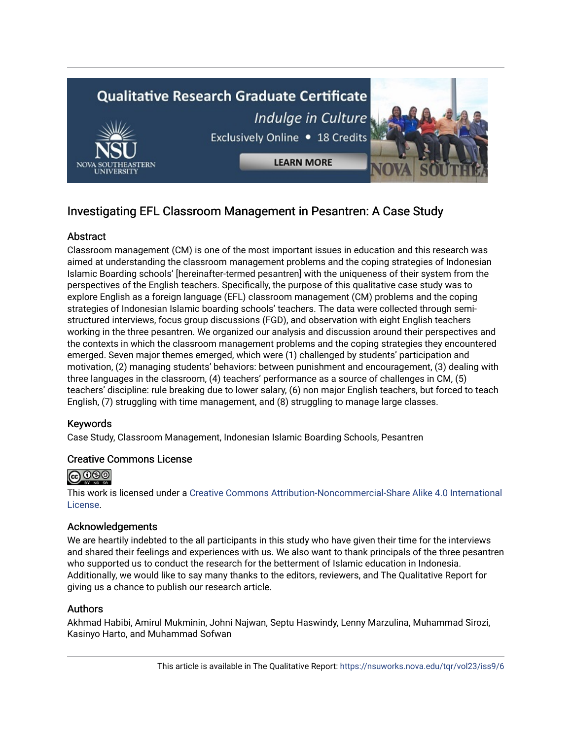# Investigating EFL Classroom Management in Pesantren: A Case Study

## Abstract

Classroom management (CM) is one of the most important issues in education and this research was aimed at understanding the classroom management problems and the coping strategies of Indonesian Islamic Boarding schools' [hereinafter-termed pesantren] with the uniqueness of their system from the perspectives of the English teachers. Specifically, the purpose of this qualitative case study was to explore English as a foreign language (EFL) classroom management (CM) problems and the coping strategies of Indonesian Islamic boarding schools' teachers. The data were collected through semi-structured interviews, focus group discussions (FGD), and observation with eight English teachers working in the three pesantren. We organized our analysis and discussion around their perspectives and the contexts in which the classroom management problems and the coping strategies they encountered emerged. Seven major themes emerged, which were (1) challenged by students' participation and motivation, (2) managing students' behaviors: between punishment and encouragement, (3) dealing with three languages in the classroom, (4) teachers' performance as a source of challenges in CM, (5) teachers' discipline: rule breaking due to lower salary, (6) non major English teachers, but forced to teach English, (7) struggling with time management, and (8) struggling to manage large classes.

## Keywords

Case Study, Classroom Management, Indonesian Islamic Boarding Schools, Pesantren

## Creative Commons License

This work is licensed under a Creative Commons Attribution-Noncommercial-Share Alike 4.0 International License.

## Acknowledgements

We are heartily indebted to the all participants in this study who have given their time for the interviews and shared their feelings and experiences with us. We also want to thank principals of the three pesantren who supported us to conduct the research for the betterment of Islamic education in Indonesia. Additionally, we would like to say many thanks to the editors, reviewers, and The Qualitative Report for giving us a chance to publish our research article.

## Authors

Akhmad Habibi, Amirul Mukminin, Johni Najwan, Septu Haswindy, Lenny Marzulina, Muhammad Sirozi, Kasinyo Harto, and Muhammad Sofwan

This article is available in The Qualitative Report: https://nsuworks.nova.edu/tqr/vol23/iss9/6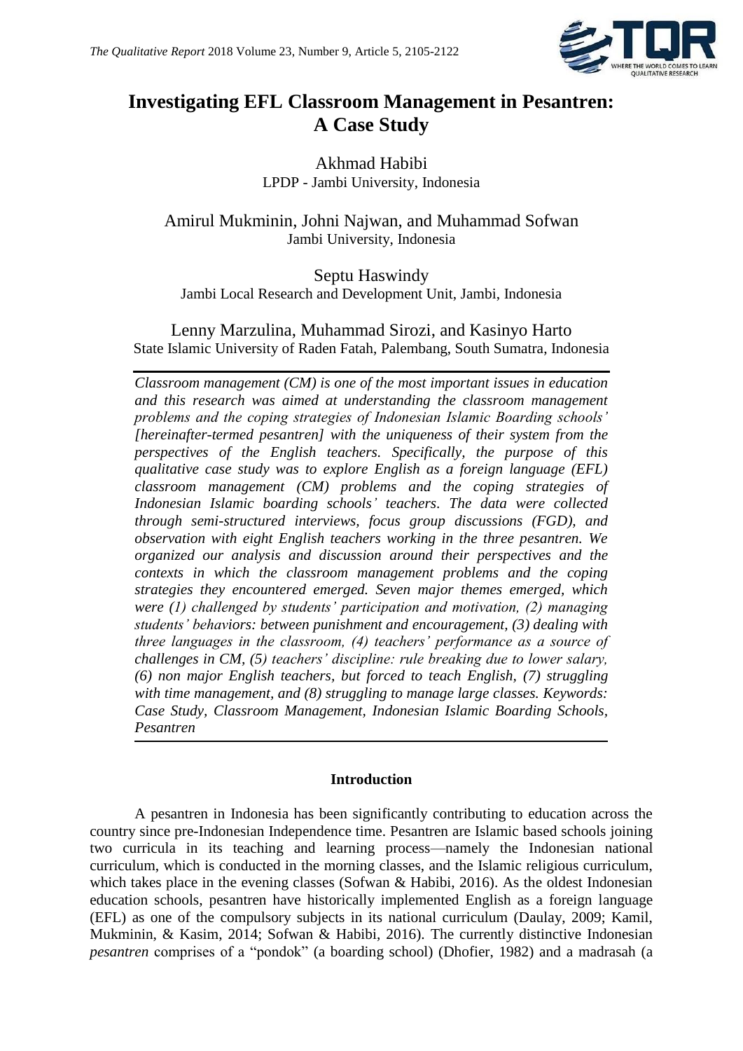# Investigating EFL Classroom Management in Pesantren: A Case Study

Akhmad Habibi
LPDP - Jambi University, Indonesia

Amirul Mukminin, Johni Najwan, and Muhammad Sofwan
Jambi University, Indonesia

Septu Haswindy
Jambi Local Research and Development Unit, Jambi, Indonesia

Lenny Marzulina, Muhammad Sirozi, and Kasinyo Harto
State Islamic University of Raden Fatah, Palembang, South Sumatra, Indonesia

*Classroom management (CM) is one of the most important issues in education and this research was aimed at understanding the classroom management problems and the coping strategies of Indonesian Islamic Boarding schools' [hereinafter-termed pesantren] with the uniqueness of their system from the perspectives of the English teachers. Specifically, the purpose of this qualitative case study was to explore English as a foreign language (EFL) classroom management (CM) problems and the coping strategies of Indonesian Islamic boarding schools' teachers. The data were collected through semi-structured interviews, focus group discussions (FGD), and observation with eight English teachers working in the three pesantren. We organized our analysis and discussion around their perspectives and the contexts in which the classroom management problems and the coping strategies they encountered emerged. Seven major themes emerged, which were (1) challenged by students' participation and motivation, (2) managing students' behaviors: between punishment and encouragement, (3) dealing with three languages in the classroom, (4) teachers' performance as a source of challenges in CM, (5) teachers' discipline: rule breaking due to lower salary, (6) non major English teachers, but forced to teach English, (7) struggling with time management, and (8) struggling to manage large classes. Keywords: Case Study, Classroom Management, Indonesian Islamic Boarding Schools, Pesantren*

## Introduction

A pesantren in Indonesia has been significantly contributing to education across the country since pre-Indonesian Independence time. Pesantren are Islamic based schools joining two curricula in its teaching and learning process—namely the Indonesian national curriculum, which is conducted in the morning classes, and the Islamic religious curriculum, which takes place in the evening classes (Sofwan & Habibi, 2016). As the oldest Indonesian education schools, pesantren have historically implemented English as a foreign language (EFL) as one of the compulsory subjects in its national curriculum (Daulay, 2009; Kamil, Mukminin, & Kasim, 2014; Sofwan & Habibi, 2016). The currently distinctive Indonesian *pesantren* comprises of a "pondok" (a boarding school) (Dhofier, 1982) and a madrasah (a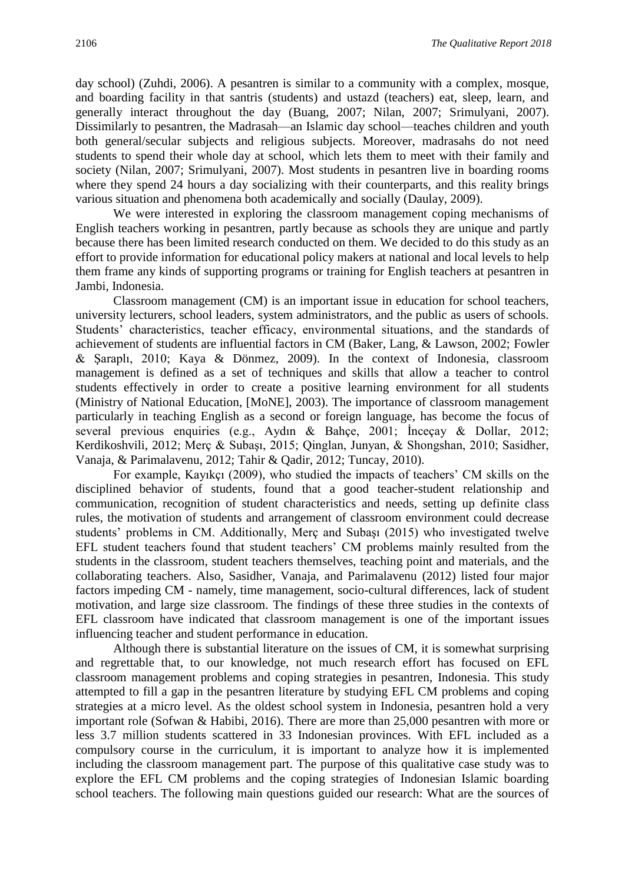day school) (Zuhdi, 2006). A pesantren is similar to a community with a complex, mosque, and boarding facility in that santris (students) and ustazd (teachers) eat, sleep, learn, and generally interact throughout the day (Buang, 2007; Nilan, 2007; Srimulyani, 2007). Dissimilarly to pesantren, the Madrasah—an Islamic day school—teaches children and youth both general/secular subjects and religious subjects. Moreover, madrasahs do not need students to spend their whole day at school, which lets them to meet with their family and society (Nilan, 2007; Srimulyani, 2007). Most students in pesantren live in boarding rooms where they spend 24 hours a day socializing with their counterparts, and this reality brings various situation and phenomena both academically and socially (Daulay, 2009).

We were interested in exploring the classroom management coping mechanisms of English teachers working in pesantren, partly because as schools they are unique and partly because there has been limited research conducted on them. We decided to do this study as an effort to provide information for educational policy makers at national and local levels to help them frame any kinds of supporting programs or training for English teachers at pesantren in Jambi, Indonesia.

Classroom management (CM) is an important issue in education for school teachers, university lecturers, school leaders, system administrators, and the public as users of schools. Students' characteristics, teacher efficacy, environmental situations, and the standards of achievement of students are influential factors in CM (Baker, Lang, & Lawson, 2002; Fowler & Şaraplı, 2010; Kaya & Dönmez, 2009). In the context of Indonesia, classroom management is defined as a set of techniques and skills that allow a teacher to control students effectively in order to create a positive learning environment for all students (Ministry of National Education, [MoNE], 2003). The importance of classroom management particularly in teaching English as a second or foreign language, has become the focus of several previous enquiries (e.g., Aydın & Bahçe, 2001; İnceçay & Dollar, 2012; Kerdikoshvili, 2012; Merç & Subaşı, 2015; Qinglan, Junyan, & Shongshan, 2010; Sasidher, Vanaja, & Parimalavenu, 2012; Tahir & Qadir, 2012; Tuncay, 2010).

For example, Kayıkçı (2009), who studied the impacts of teachers' CM skills on the disciplined behavior of students, found that a good teacher-student relationship and communication, recognition of student characteristics and needs, setting up definite class rules, the motivation of students and arrangement of classroom environment could decrease students' problems in CM. Additionally, Merç and Subaşı (2015) who investigated twelve EFL student teachers found that student teachers' CM problems mainly resulted from the students in the classroom, student teachers themselves, teaching point and materials, and the collaborating teachers. Also, Sasidher, Vanaja, and Parimalavenu (2012) listed four major factors impeding CM - namely, time management, socio-cultural differences, lack of student motivation, and large size classroom. The findings of these three studies in the contexts of EFL classroom have indicated that classroom management is one of the important issues influencing teacher and student performance in education.

Although there is substantial literature on the issues of CM, it is somewhat surprising and regrettable that, to our knowledge, not much research effort has focused on EFL classroom management problems and coping strategies in pesantren, Indonesia. This study attempted to fill a gap in the pesantren literature by studying EFL CM problems and coping strategies at a micro level. As the oldest school system in Indonesia, pesantren hold a very important role (Sofwan & Habibi, 2016). There are more than 25,000 pesantren with more or less 3.7 million students scattered in 33 Indonesian provinces. With EFL included as a compulsory course in the curriculum, it is important to analyze how it is implemented including the classroom management part. The purpose of this qualitative case study was to explore the EFL CM problems and the coping strategies of Indonesian Islamic boarding school teachers. The following main questions guided our research: What are the sources of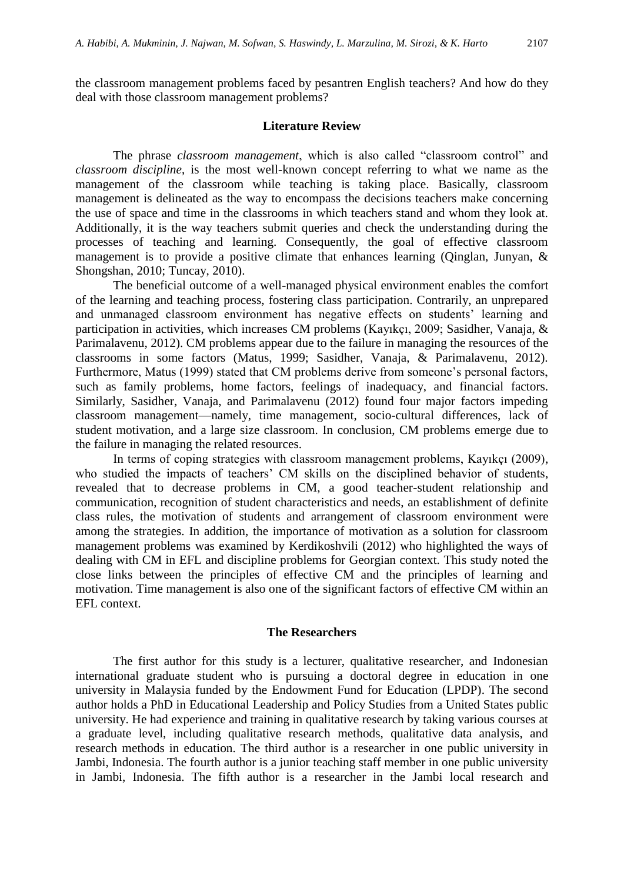the classroom management problems faced by pesantren English teachers? And how do they deal with those classroom management problems?

## Literature Review

The phrase *classroom management*, which is also called "classroom control" and *classroom discipline*, is the most well-known concept referring to what we name as the management of the classroom while teaching is taking place. Basically, classroom management is delineated as the way to encompass the decisions teachers make concerning the use of space and time in the classrooms in which teachers stand and whom they look at. Additionally, it is the way teachers submit queries and check the understanding during the processes of teaching and learning. Consequently, the goal of effective classroom management is to provide a positive climate that enhances learning (Qinglan, Junyan, & Shongshan, 2010; Tuncay, 2010).

The beneficial outcome of a well-managed physical environment enables the comfort of the learning and teaching process, fostering class participation. Contrarily, an unprepared and unmanaged classroom environment has negative effects on students' learning and participation in activities, which increases CM problems (Kayıkçı, 2009; Sasidher, Vanaja, & Parimalavenu, 2012). CM problems appear due to the failure in managing the resources of the classrooms in some factors (Matus, 1999; Sasidher, Vanaja, & Parimalavenu, 2012). Furthermore, Matus (1999) stated that CM problems derive from someone's personal factors, such as family problems, home factors, feelings of inadequacy, and financial factors. Similarly, Sasidher, Vanaja, and Parimalavenu (2012) found four major factors impeding classroom management—namely, time management, socio-cultural differences, lack of student motivation, and a large size classroom. In conclusion, CM problems emerge due to the failure in managing the related resources.

In terms of coping strategies with classroom management problems, Kayıkçı (2009), who studied the impacts of teachers' CM skills on the disciplined behavior of students, revealed that to decrease problems in CM, a good teacher-student relationship and communication, recognition of student characteristics and needs, an establishment of definite class rules, the motivation of students and arrangement of classroom environment were among the strategies. In addition, the importance of motivation as a solution for classroom management problems was examined by Kerdikoshvili (2012) who highlighted the ways of dealing with CM in EFL and discipline problems for Georgian context. This study noted the close links between the principles of effective CM and the principles of learning and motivation. Time management is also one of the significant factors of effective CM within an EFL context.

## The Researchers

The first author for this study is a lecturer, qualitative researcher, and Indonesian international graduate student who is pursuing a doctoral degree in education in one university in Malaysia funded by the Endowment Fund for Education (LPDP). The second author holds a PhD in Educational Leadership and Policy Studies from a United States public university. He had experience and training in qualitative research by taking various courses at a graduate level, including qualitative research methods, qualitative data analysis, and research methods in education. The third author is a researcher in one public university in Jambi, Indonesia. The fourth author is a junior teaching staff member in one public university in Jambi, Indonesia. The fifth author is a researcher in the Jambi local research and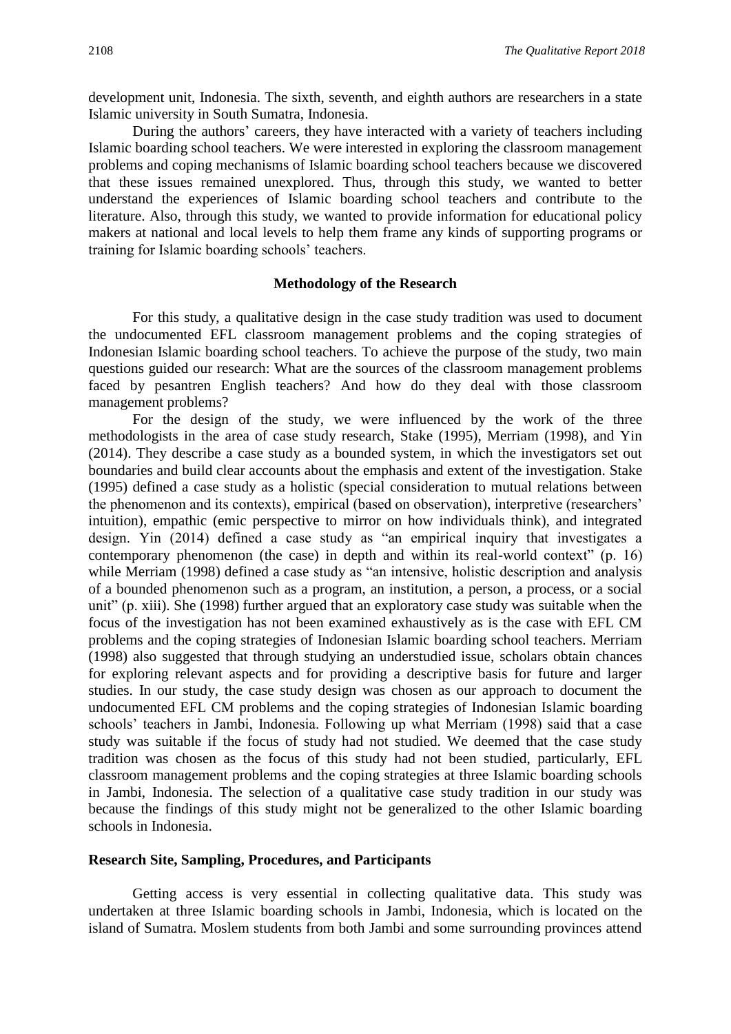development unit, Indonesia. The sixth, seventh, and eighth authors are researchers in a state Islamic university in South Sumatra, Indonesia.

During the authors' careers, they have interacted with a variety of teachers including Islamic boarding school teachers. We were interested in exploring the classroom management problems and coping mechanisms of Islamic boarding school teachers because we discovered that these issues remained unexplored. Thus, through this study, we wanted to better understand the experiences of Islamic boarding school teachers and contribute to the literature. Also, through this study, we wanted to provide information for educational policy makers at national and local levels to help them frame any kinds of supporting programs or training for Islamic boarding schools' teachers.

## Methodology of the Research

For this study, a qualitative design in the case study tradition was used to document the undocumented EFL classroom management problems and the coping strategies of Indonesian Islamic boarding school teachers. To achieve the purpose of the study, two main questions guided our research: What are the sources of the classroom management problems faced by pesantren English teachers? And how do they deal with those classroom management problems?

For the design of the study, we were influenced by the work of the three methodologists in the area of case study research, Stake (1995), Merriam (1998), and Yin (2014). They describe a case study as a bounded system, in which the investigators set out boundaries and build clear accounts about the emphasis and extent of the investigation. Stake (1995) defined a case study as a holistic (special consideration to mutual relations between the phenomenon and its contexts), empirical (based on observation), interpretive (researchers' intuition), empathic (emic perspective to mirror on how individuals think), and integrated design. Yin (2014) defined a case study as "an empirical inquiry that investigates a contemporary phenomenon (the case) in depth and within its real-world context" (p. 16) while Merriam (1998) defined a case study as "an intensive, holistic description and analysis of a bounded phenomenon such as a program, an institution, a person, a process, or a social unit" (p. xiii). She (1998) further argued that an exploratory case study was suitable when the focus of the investigation has not been examined exhaustively as is the case with EFL CM problems and the coping strategies of Indonesian Islamic boarding school teachers. Merriam (1998) also suggested that through studying an understudied issue, scholars obtain chances for exploring relevant aspects and for providing a descriptive basis for future and larger studies. In our study, the case study design was chosen as our approach to document the undocumented EFL CM problems and the coping strategies of Indonesian Islamic boarding schools' teachers in Jambi, Indonesia. Following up what Merriam (1998) said that a case study was suitable if the focus of study had not studied. We deemed that the case study tradition was chosen as the focus of this study had not been studied, particularly, EFL classroom management problems and the coping strategies at three Islamic boarding schools in Jambi, Indonesia. The selection of a qualitative case study tradition in our study was because the findings of this study might not be generalized to the other Islamic boarding schools in Indonesia.

### Research Site, Sampling, Procedures, and Participants

Getting access is very essential in collecting qualitative data. This study was undertaken at three Islamic boarding schools in Jambi, Indonesia, which is located on the island of Sumatra. Moslem students from both Jambi and some surrounding provinces attend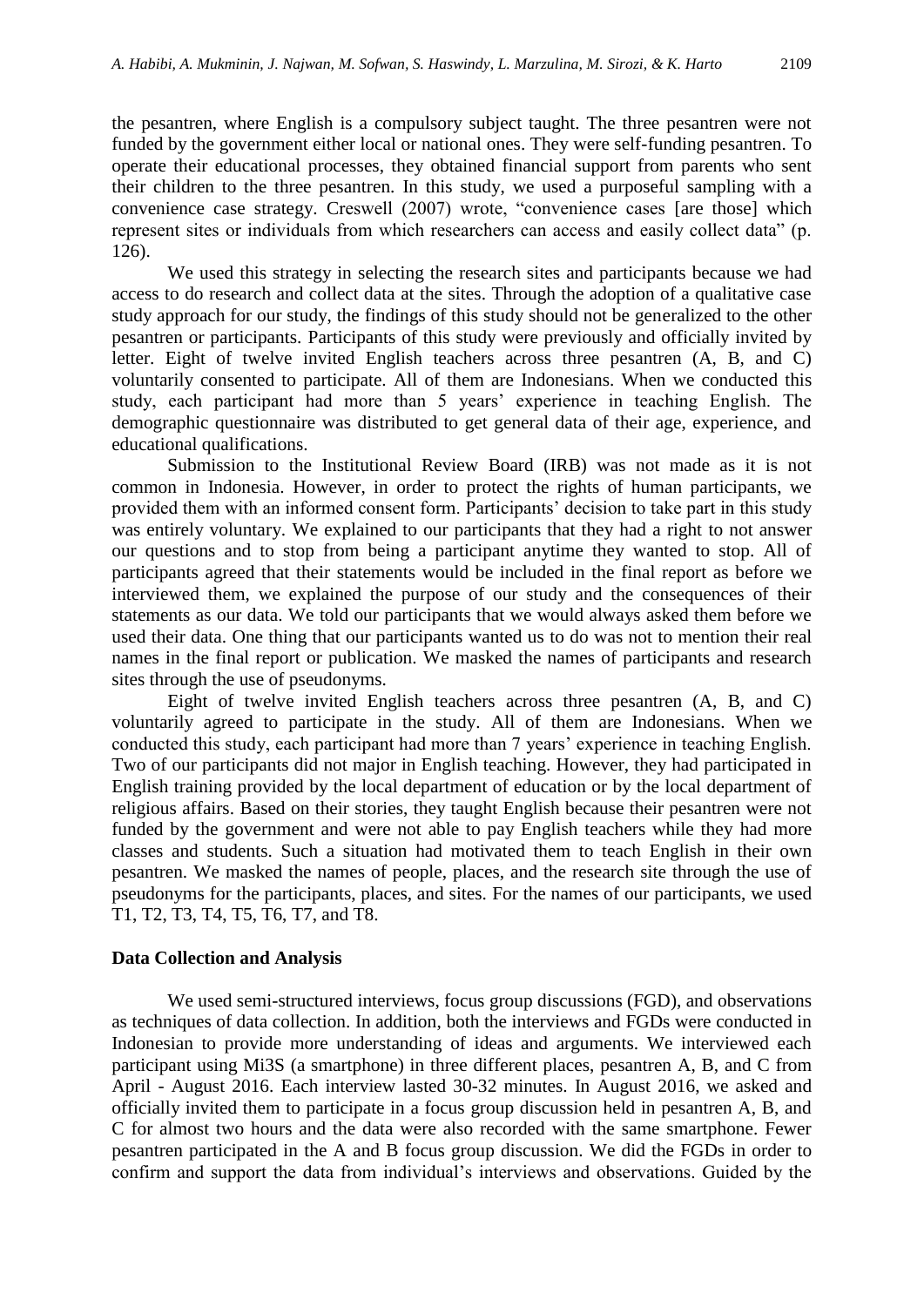the pesantren, where English is a compulsory subject taught. The three pesantren were not funded by the government either local or national ones. They were self-funding pesantren. To operate their educational processes, they obtained financial support from parents who sent their children to the three pesantren. In this study, we used a purposeful sampling with a convenience case strategy. Creswell (2007) wrote, "convenience cases [are those] which represent sites or individuals from which researchers can access and easily collect data" (p. 126).

We used this strategy in selecting the research sites and participants because we had access to do research and collect data at the sites. Through the adoption of a qualitative case study approach for our study, the findings of this study should not be generalized to the other pesantren or participants. Participants of this study were previously and officially invited by letter. Eight of twelve invited English teachers across three pesantren (A, B, and C) voluntarily consented to participate. All of them are Indonesians. When we conducted this study, each participant had more than 5 years' experience in teaching English. The demographic questionnaire was distributed to get general data of their age, experience, and educational qualifications.

Submission to the Institutional Review Board (IRB) was not made as it is not common in Indonesia. However, in order to protect the rights of human participants, we provided them with an informed consent form. Participants' decision to take part in this study was entirely voluntary. We explained to our participants that they had a right to not answer our questions and to stop from being a participant anytime they wanted to stop. All of participants agreed that their statements would be included in the final report as before we interviewed them, we explained the purpose of our study and the consequences of their statements as our data. We told our participants that we would always asked them before we used their data. One thing that our participants wanted us to do was not to mention their real names in the final report or publication. We masked the names of participants and research sites through the use of pseudonyms.

Eight of twelve invited English teachers across three pesantren (A, B, and C) voluntarily agreed to participate in the study. All of them are Indonesians. When we conducted this study, each participant had more than 7 years' experience in teaching English. Two of our participants did not major in English teaching. However, they had participated in English training provided by the local department of education or by the local department of religious affairs. Based on their stories, they taught English because their pesantren were not funded by the government and were not able to pay English teachers while they had more classes and students. Such a situation had motivated them to teach English in their own pesantren. We masked the names of people, places, and the research site through the use of pseudonyms for the participants, places, and sites. For the names of our participants, we used T1, T2, T3, T4, T5, T6, T7, and T8.

### Data Collection and Analysis

We used semi-structured interviews, focus group discussions (FGD), and observations as techniques of data collection. In addition, both the interviews and FGDs were conducted in Indonesian to provide more understanding of ideas and arguments. We interviewed each participant using Mi3S (a smartphone) in three different places, pesantren A, B, and C from April - August 2016. Each interview lasted 30-32 minutes. In August 2016, we asked and officially invited them to participate in a focus group discussion held in pesantren A, B, and C for almost two hours and the data were also recorded with the same smartphone. Fewer pesantren participated in the A and B focus group discussion. We did the FGDs in order to confirm and support the data from individual's interviews and observations. Guided by the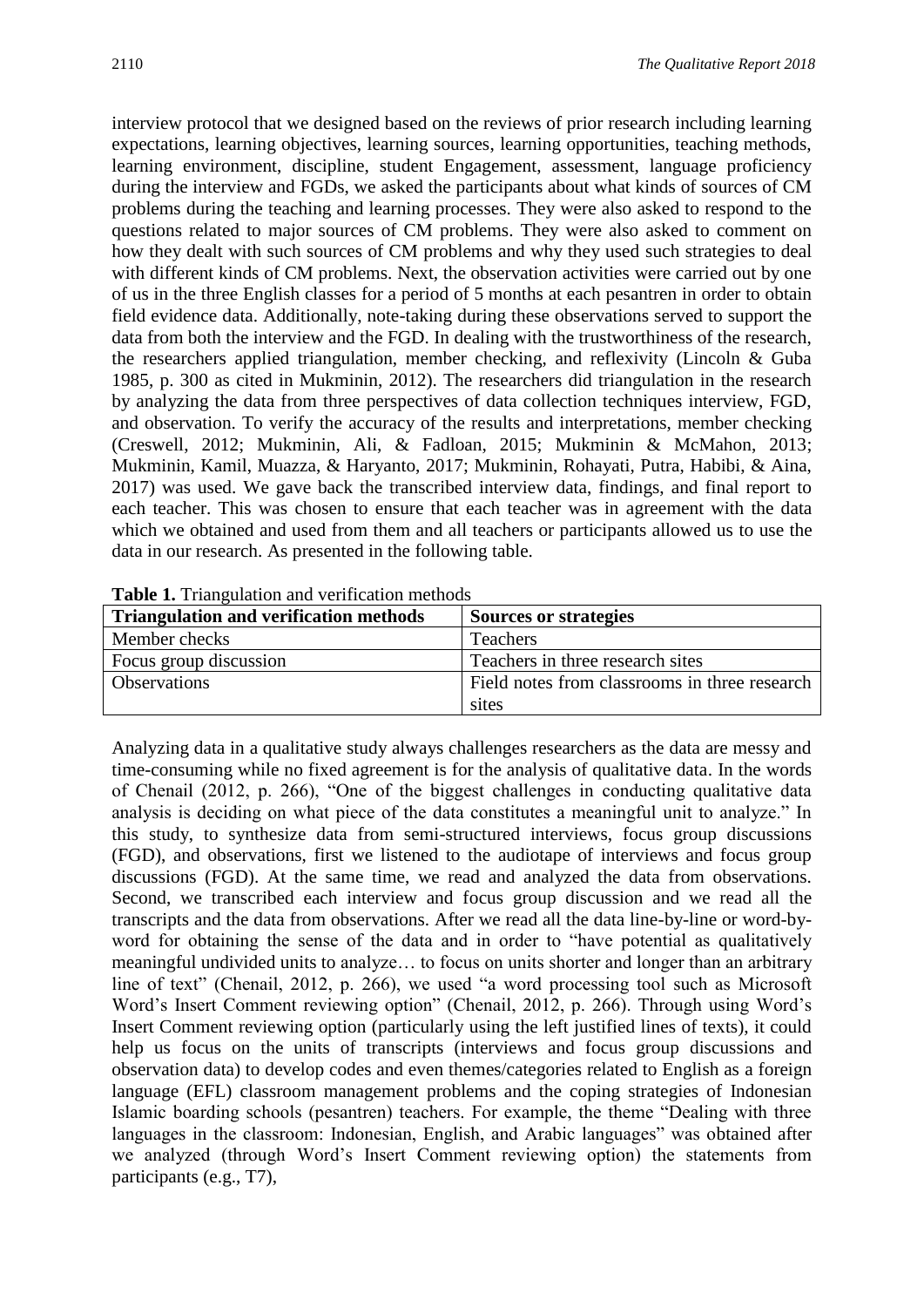interview protocol that we designed based on the reviews of prior research including learning expectations, learning objectives, learning sources, learning opportunities, teaching methods, learning environment, discipline, student Engagement, assessment, language proficiency during the interview and FGDs, we asked the participants about what kinds of sources of CM problems during the teaching and learning processes. They were also asked to respond to the questions related to major sources of CM problems. They were also asked to comment on how they dealt with such sources of CM problems and why they used such strategies to deal with different kinds of CM problems. Next, the observation activities were carried out by one of us in the three English classes for a period of 5 months at each pesantren in order to obtain field evidence data. Additionally, note-taking during these observations served to support the data from both the interview and the FGD. In dealing with the trustworthiness of the research, the researchers applied triangulation, member checking, and reflexivity (Lincoln & Guba 1985, p. 300 as cited in Mukminin, 2012). The researchers did triangulation in the research by analyzing the data from three perspectives of data collection techniques interview, FGD, and observation. To verify the accuracy of the results and interpretations, member checking (Creswell, 2012; Mukminin, Ali, & Fadloan, 2015; Mukminin & McMahon, 2013; Mukminin, Kamil, Muazza, & Haryanto, 2017; Mukminin, Rohayati, Putra, Habibi, & Aina, 2017) was used. We gave back the transcribed interview data, findings, and final report to each teacher. This was chosen to ensure that each teacher was in agreement with the data which we obtained and used from them and all teachers or participants allowed us to use the data in our research. As presented in the following table.

**Table 1.** Triangulation and verification methods

| Triangulation and verification methods | Sources or strategies |
|---|---|
| Member checks | Teachers |
| Focus group discussion | Teachers in three research sites |
| Observations | Field notes from classrooms in three research sites |

Analyzing data in a qualitative study always challenges researchers as the data are messy and time-consuming while no fixed agreement is for the analysis of qualitative data. In the words of Chenail (2012, p. 266), "One of the biggest challenges in conducting qualitative data analysis is deciding on what piece of the data constitutes a meaningful unit to analyze." In this study, to synthesize data from semi-structured interviews, focus group discussions (FGD), and observations, first we listened to the audiotape of interviews and focus group discussions (FGD). At the same time, we read and analyzed the data from observations. Second, we transcribed each interview and focus group discussion and we read all the transcripts and the data from observations. After we read all the data line-by-line or word-by-word for obtaining the sense of the data and in order to "have potential as qualitatively meaningful undivided units to analyze… to focus on units shorter and longer than an arbitrary line of text" (Chenail, 2012, p. 266), we used "a word processing tool such as Microsoft Word's Insert Comment reviewing option" (Chenail, 2012, p. 266). Through using Word's Insert Comment reviewing option (particularly using the left justified lines of texts), it could help us focus on the units of transcripts (interviews and focus group discussions and observation data) to develop codes and even themes/categories related to English as a foreign language (EFL) classroom management problems and the coping strategies of Indonesian Islamic boarding schools (pesantren) teachers. For example, the theme "Dealing with three languages in the classroom: Indonesian, English, and Arabic languages" was obtained after we analyzed (through Word's Insert Comment reviewing option) the statements from participants (e.g., T7),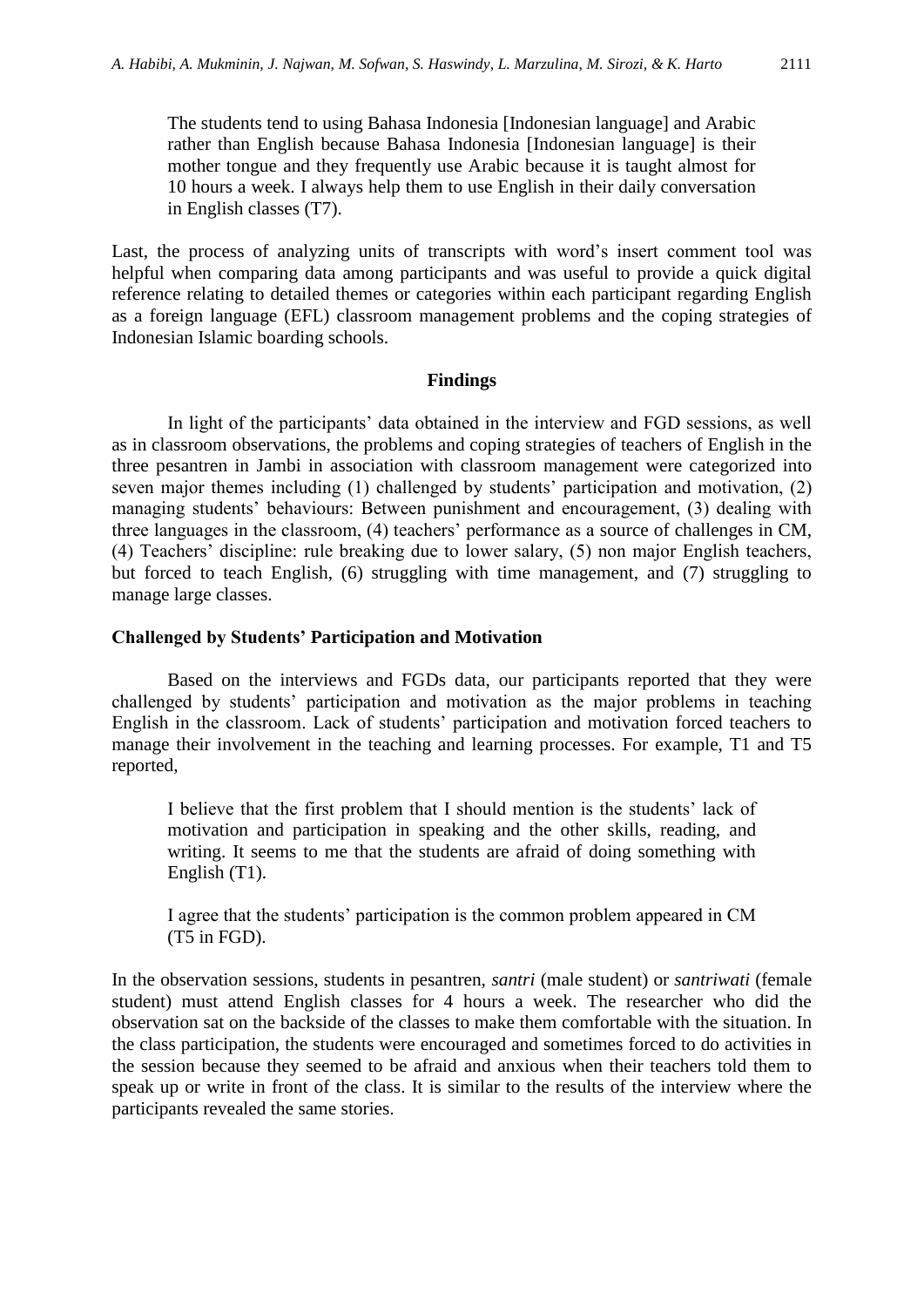> The students tend to using Bahasa Indonesia [Indonesian language] and Arabic rather than English because Bahasa Indonesia [Indonesian language] is their mother tongue and they frequently use Arabic because it is taught almost for 10 hours a week. I always help them to use English in their daily conversation in English classes (T7).

Last, the process of analyzing units of transcripts with word's insert comment tool was helpful when comparing data among participants and was useful to provide a quick digital reference relating to detailed themes or categories within each participant regarding English as a foreign language (EFL) classroom management problems and the coping strategies of Indonesian Islamic boarding schools.

## Findings

In light of the participants' data obtained in the interview and FGD sessions, as well as in classroom observations, the problems and coping strategies of teachers of English in the three pesantren in Jambi in association with classroom management were categorized into seven major themes including (1) challenged by students' participation and motivation, (2) managing students' behaviours: Between punishment and encouragement, (3) dealing with three languages in the classroom, (4) teachers' performance as a source of challenges in CM, (4) Teachers' discipline: rule breaking due to lower salary, (5) non major English teachers, but forced to teach English, (6) struggling with time management, and (7) struggling to manage large classes.

### Challenged by Students' Participation and Motivation

Based on the interviews and FGDs data, our participants reported that they were challenged by students' participation and motivation as the major problems in teaching English in the classroom. Lack of students' participation and motivation forced teachers to manage their involvement in the teaching and learning processes. For example, T1 and T5 reported,

> I believe that the first problem that I should mention is the students' lack of motivation and participation in speaking and the other skills, reading, and writing. It seems to me that the students are afraid of doing something with English (T1).

> I agree that the students' participation is the common problem appeared in CM (T5 in FGD).

In the observation sessions, students in pesantren, *santri* (male student) or *santriwati* (female student) must attend English classes for 4 hours a week. The researcher who did the observation sat on the backside of the classes to make them comfortable with the situation. In the class participation, the students were encouraged and sometimes forced to do activities in the session because they seemed to be afraid and anxious when their teachers told them to speak up or write in front of the class. It is similar to the results of the interview where the participants revealed the same stories.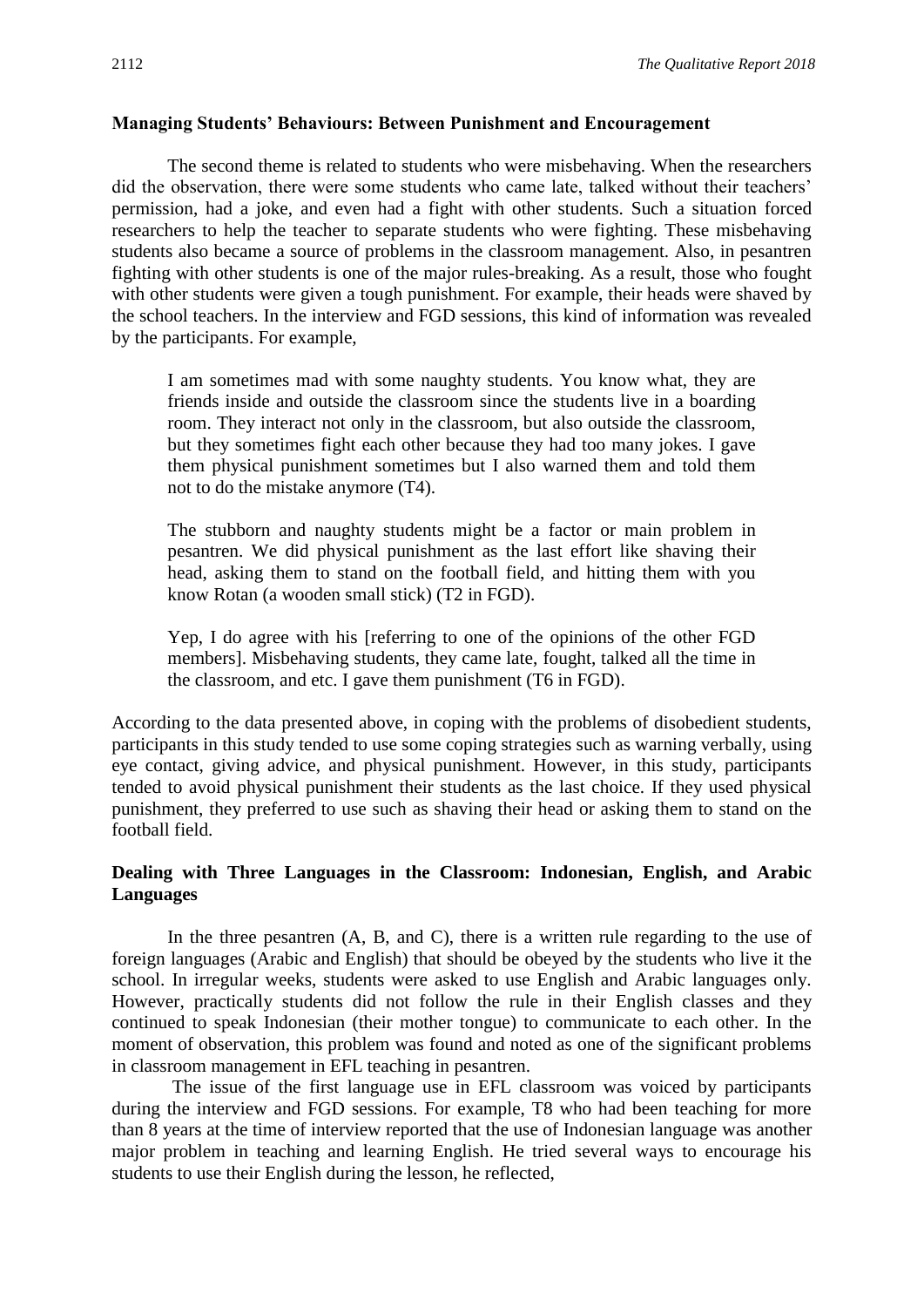**Managing Students' Behaviours: Between Punishment and Encouragement**

The second theme is related to students who were misbehaving. When the researchers did the observation, there were some students who came late, talked without their teachers' permission, had a joke, and even had a fight with other students. Such a situation forced researchers to help the teacher to separate students who were fighting. These misbehaving students also became a source of problems in the classroom management. Also, in pesantren fighting with other students is one of the major rules-breaking. As a result, those who fought with other students were given a tough punishment. For example, their heads were shaved by the school teachers. In the interview and FGD sessions, this kind of information was revealed by the participants. For example,

> I am sometimes mad with some naughty students. You know what, they are friends inside and outside the classroom since the students live in a boarding room. They interact not only in the classroom, but also outside the classroom, but they sometimes fight each other because they had too many jokes. I gave them physical punishment sometimes but I also warned them and told them not to do the mistake anymore (T4).

> The stubborn and naughty students might be a factor or main problem in pesantren. We did physical punishment as the last effort like shaving their head, asking them to stand on the football field, and hitting them with you know Rotan (a wooden small stick) (T2 in FGD).

> Yep, I do agree with his [referring to one of the opinions of the other FGD members]. Misbehaving students, they came late, fought, talked all the time in the classroom, and etc. I gave them punishment (T6 in FGD).

According to the data presented above, in coping with the problems of disobedient students, participants in this study tended to use some coping strategies such as warning verbally, using eye contact, giving advice, and physical punishment. However, in this study, participants tended to avoid physical punishment their students as the last choice. If they used physical punishment, they preferred to use such as shaving their head or asking them to stand on the football field.

**Dealing with Three Languages in the Classroom: Indonesian, English, and Arabic Languages**

In the three pesantren (A, B, and C), there is a written rule regarding to the use of foreign languages (Arabic and English) that should be obeyed by the students who live it the school. In irregular weeks, students were asked to use English and Arabic languages only. However, practically students did not follow the rule in their English classes and they continued to speak Indonesian (their mother tongue) to communicate to each other. In the moment of observation, this problem was found and noted as one of the significant problems in classroom management in EFL teaching in pesantren.

The issue of the first language use in EFL classroom was voiced by participants during the interview and FGD sessions. For example, T8 who had been teaching for more than 8 years at the time of interview reported that the use of Indonesian language was another major problem in teaching and learning English. He tried several ways to encourage his students to use their English during the lesson, he reflected,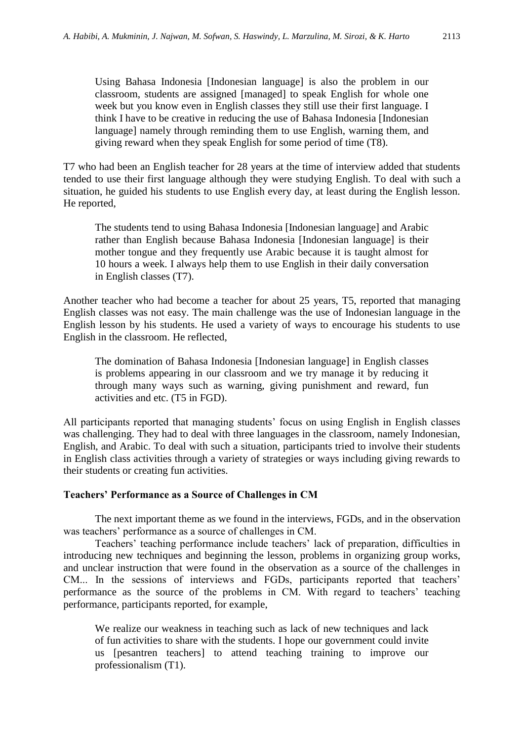> Using Bahasa Indonesia [Indonesian language] is also the problem in our classroom, students are assigned [managed] to speak English for whole one week but you know even in English classes they still use their first language. I think I have to be creative in reducing the use of Bahasa Indonesia [Indonesian language] namely through reminding them to use English, warning them, and giving reward when they speak English for some period of time (T8).

T7 who had been an English teacher for 28 years at the time of interview added that students tended to use their first language although they were studying English. To deal with such a situation, he guided his students to use English every day, at least during the English lesson. He reported,

> The students tend to using Bahasa Indonesia [Indonesian language] and Arabic rather than English because Bahasa Indonesia [Indonesian language] is their mother tongue and they frequently use Arabic because it is taught almost for 10 hours a week. I always help them to use English in their daily conversation in English classes (T7).

Another teacher who had become a teacher for about 25 years, T5, reported that managing English classes was not easy. The main challenge was the use of Indonesian language in the English lesson by his students. He used a variety of ways to encourage his students to use English in the classroom. He reflected,

> The domination of Bahasa Indonesia [Indonesian language] in English classes is problems appearing in our classroom and we try manage it by reducing it through many ways such as warning, giving punishment and reward, fun activities and etc. (T5 in FGD).

All participants reported that managing students' focus on using English in English classes was challenging. They had to deal with three languages in the classroom, namely Indonesian, English, and Arabic. To deal with such a situation, participants tried to involve their students in English class activities through a variety of strategies or ways including giving rewards to their students or creating fun activities.

### Teachers' Performance as a Source of Challenges in CM

The next important theme as we found in the interviews, FGDs, and in the observation was teachers' performance as a source of challenges in CM.

Teachers' teaching performance include teachers' lack of preparation, difficulties in introducing new techniques and beginning the lesson, problems in organizing group works, and unclear instruction that were found in the observation as a source of the challenges in CM... In the sessions of interviews and FGDs, participants reported that teachers' performance as the source of the problems in CM. With regard to teachers' teaching performance, participants reported, for example,

> We realize our weakness in teaching such as lack of new techniques and lack of fun activities to share with the students. I hope our government could invite us [pesantren teachers] to attend teaching training to improve our professionalism (T1).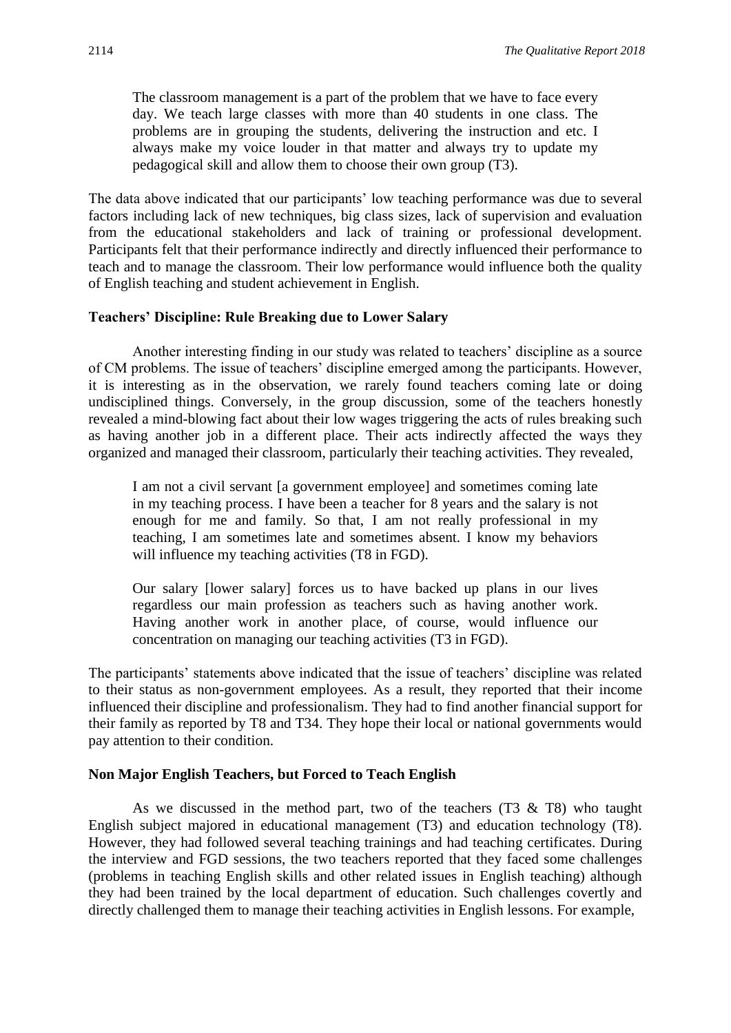> The classroom management is a part of the problem that we have to face every day. We teach large classes with more than 40 students in one class. The problems are in grouping the students, delivering the instruction and etc. I always make my voice louder in that matter and always try to update my pedagogical skill and allow them to choose their own group (T3).

The data above indicated that our participants' low teaching performance was due to several factors including lack of new techniques, big class sizes, lack of supervision and evaluation from the educational stakeholders and lack of training or professional development. Participants felt that their performance indirectly and directly influenced their performance to teach and to manage the classroom. Their low performance would influence both the quality of English teaching and student achievement in English.

### Teachers' Discipline: Rule Breaking due to Lower Salary

Another interesting finding in our study was related to teachers' discipline as a source of CM problems. The issue of teachers' discipline emerged among the participants. However, it is interesting as in the observation, we rarely found teachers coming late or doing undisciplined things. Conversely, in the group discussion, some of the teachers honestly revealed a mind-blowing fact about their low wages triggering the acts of rules breaking such as having another job in a different place. Their acts indirectly affected the ways they organized and managed their classroom, particularly their teaching activities. They revealed,

> I am not a civil servant [a government employee] and sometimes coming late in my teaching process. I have been a teacher for 8 years and the salary is not enough for me and family. So that, I am not really professional in my teaching, I am sometimes late and sometimes absent. I know my behaviors will influence my teaching activities (T8 in FGD).
>
> Our salary [lower salary] forces us to have backed up plans in our lives regardless our main profession as teachers such as having another work. Having another work in another place, of course, would influence our concentration on managing our teaching activities (T3 in FGD).

The participants' statements above indicated that the issue of teachers' discipline was related to their status as non-government employees. As a result, they reported that their income influenced their discipline and professionalism. They had to find another financial support for their family as reported by T8 and T34. They hope their local or national governments would pay attention to their condition.

### Non Major English Teachers, but Forced to Teach English

As we discussed in the method part, two of the teachers (T3 & T8) who taught English subject majored in educational management (T3) and education technology (T8). However, they had followed several teaching trainings and had teaching certificates. During the interview and FGD sessions, the two teachers reported that they faced some challenges (problems in teaching English skills and other related issues in English teaching) although they had been trained by the local department of education. Such challenges covertly and directly challenged them to manage their teaching activities in English lessons. For example,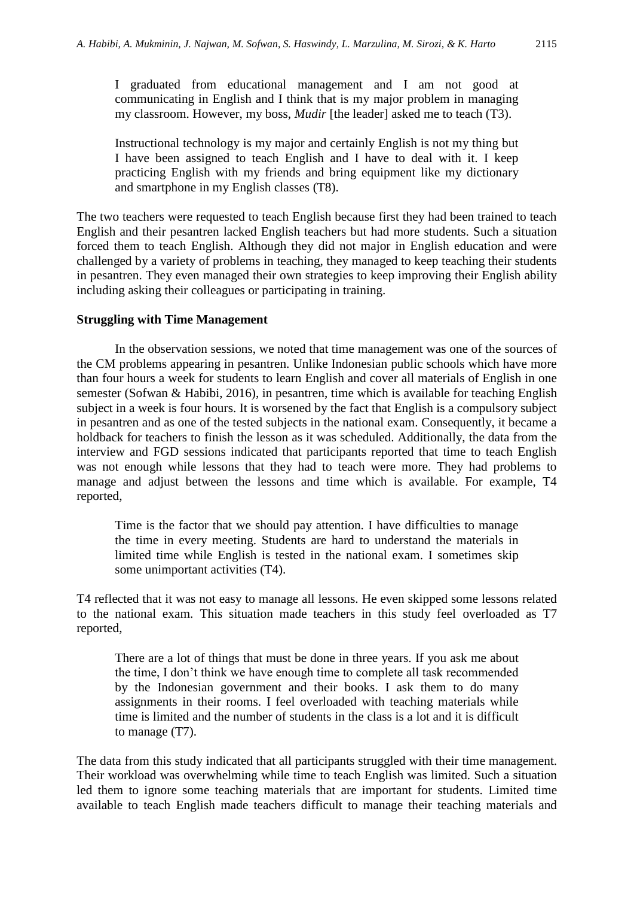> I graduated from educational management and I am not good at communicating in English and I think that is my major problem in managing my classroom. However, my boss, *Mudir* [the leader] asked me to teach (T3).

> Instructional technology is my major and certainly English is not my thing but I have been assigned to teach English and I have to deal with it. I keep practicing English with my friends and bring equipment like my dictionary and smartphone in my English classes (T8).

The two teachers were requested to teach English because first they had been trained to teach English and their pesantren lacked English teachers but had more students. Such a situation forced them to teach English. Although they did not major in English education and were challenged by a variety of problems in teaching, they managed to keep teaching their students in pesantren. They even managed their own strategies to keep improving their English ability including asking their colleagues or participating in training.

**Struggling with Time Management**

In the observation sessions, we noted that time management was one of the sources of the CM problems appearing in pesantren. Unlike Indonesian public schools which have more than four hours a week for students to learn English and cover all materials of English in one semester (Sofwan & Habibi, 2016), in pesantren, time which is available for teaching English subject in a week is four hours. It is worsened by the fact that English is a compulsory subject in pesantren and as one of the tested subjects in the national exam. Consequently, it became a holdback for teachers to finish the lesson as it was scheduled. Additionally, the data from the interview and FGD sessions indicated that participants reported that time to teach English was not enough while lessons that they had to teach were more. They had problems to manage and adjust between the lessons and time which is available. For example, T4 reported,

> Time is the factor that we should pay attention. I have difficulties to manage the time in every meeting. Students are hard to understand the materials in limited time while English is tested in the national exam. I sometimes skip some unimportant activities (T4).

T4 reflected that it was not easy to manage all lessons. He even skipped some lessons related to the national exam. This situation made teachers in this study feel overloaded as T7 reported,

> There are a lot of things that must be done in three years. If you ask me about the time, I don't think we have enough time to complete all task recommended by the Indonesian government and their books. I ask them to do many assignments in their rooms. I feel overloaded with teaching materials while time is limited and the number of students in the class is a lot and it is difficult to manage (T7).

The data from this study indicated that all participants struggled with their time management. Their workload was overwhelming while time to teach English was limited. Such a situation led them to ignore some teaching materials that are important for students. Limited time available to teach English made teachers difficult to manage their teaching materials and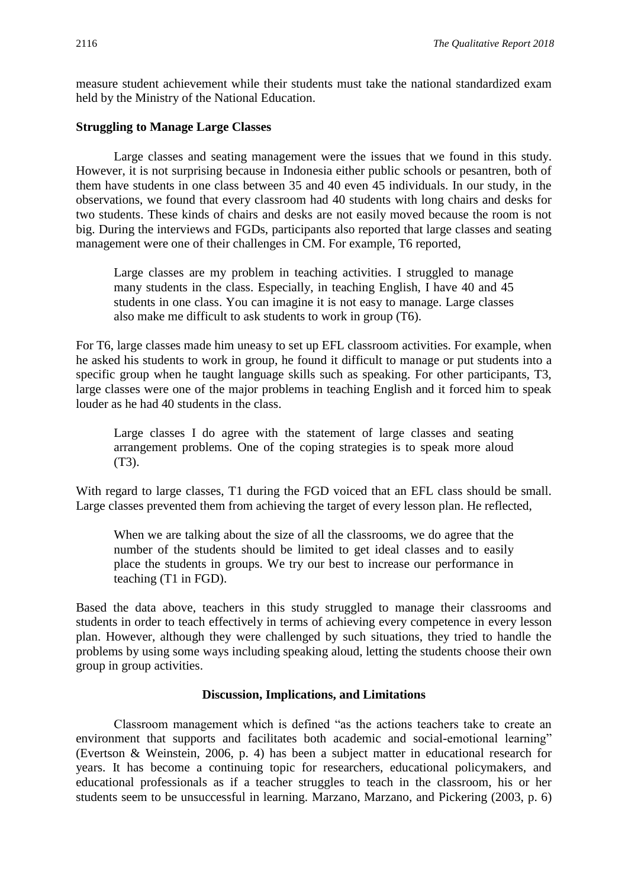measure student achievement while their students must take the national standardized exam held by the Ministry of the National Education.

**Struggling to Manage Large Classes**

Large classes and seating management were the issues that we found in this study. However, it is not surprising because in Indonesia either public schools or pesantren, both of them have students in one class between 35 and 40 even 45 individuals. In our study, in the observations, we found that every classroom had 40 students with long chairs and desks for two students. These kinds of chairs and desks are not easily moved because the room is not big. During the interviews and FGDs, participants also reported that large classes and seating management were one of their challenges in CM. For example, T6 reported,

> Large classes are my problem in teaching activities. I struggled to manage many students in the class. Especially, in teaching English, I have 40 and 45 students in one class. You can imagine it is not easy to manage. Large classes also make me difficult to ask students to work in group (T6).

For T6, large classes made him uneasy to set up EFL classroom activities. For example, when he asked his students to work in group, he found it difficult to manage or put students into a specific group when he taught language skills such as speaking. For other participants, T3, large classes were one of the major problems in teaching English and it forced him to speak louder as he had 40 students in the class.

> Large classes I do agree with the statement of large classes and seating arrangement problems. One of the coping strategies is to speak more aloud (T3).

With regard to large classes, T1 during the FGD voiced that an EFL class should be small. Large classes prevented them from achieving the target of every lesson plan. He reflected,

> When we are talking about the size of all the classrooms, we do agree that the number of the students should be limited to get ideal classes and to easily place the students in groups. We try our best increase our performance in teaching (T1 in FGD).

Based the data above, teachers in this study struggled to manage their classrooms and students in order to teach effectively in terms of achieving every competence in every lesson plan. However, although they were challenged by such situations, they tried to handle the problems by using some ways including speaking aloud, letting the students choose their own group in group activities.

## Discussion, Implications, and Limitations

Classroom management which is defined "as the actions teachers take to create an environment that supports and facilitates both academic and social-emotional learning" (Evertson & Weinstein, 2006, p. 4) has been a subject matter in educational research for years. It has become a continuing topic for researchers, educational policymakers, and educational professionals as if a teacher struggles to teach in the classroom, his or her students seem to be unsuccessful in learning. Marzano, Marzano, and Pickering (2003, p. 6)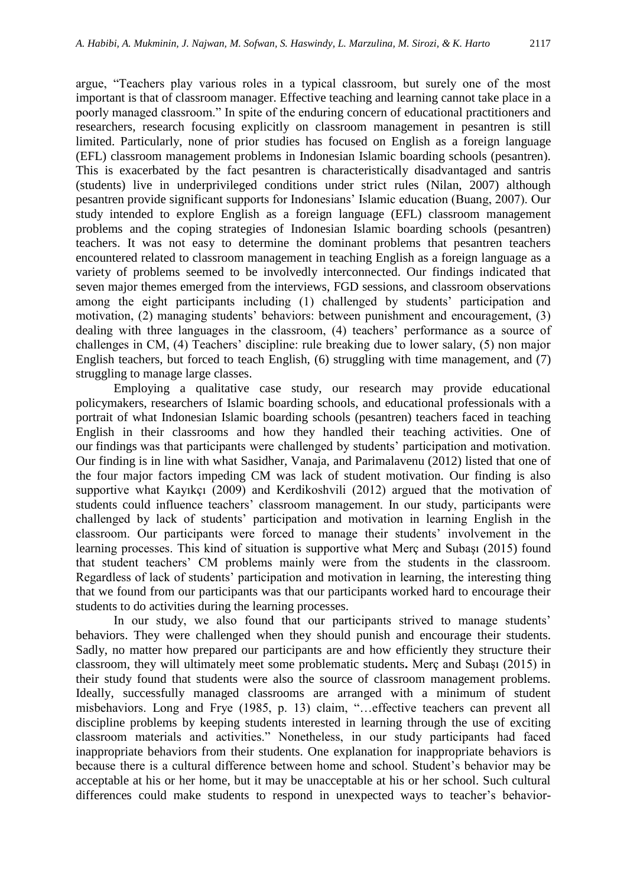argue, "Teachers play various roles in a typical classroom, but surely one of the most important is that of classroom manager. Effective teaching and learning cannot take place in a poorly managed classroom." In spite of the enduring concern of educational practitioners and researchers, research focusing explicitly on classroom management in pesantren is still limited. Particularly, none of prior studies has focused on English as a foreign language (EFL) classroom management problems in Indonesian Islamic boarding schools (pesantren). This is exacerbated by the fact pesantren is characteristically disadvantaged and santris (students) live in underprivileged conditions under strict rules (Nilan, 2007) although pesantren provide significant supports for Indonesians' Islamic education (Buang, 2007). Our study intended to explore English as a foreign language (EFL) classroom management problems and the coping strategies of Indonesian Islamic boarding schools (pesantren) teachers. It was not easy to determine the dominant problems that pesantren teachers encountered related to classroom management in teaching English as a foreign language as a variety of problems seemed to be involvedly interconnected. Our findings indicated that seven major themes emerged from the interviews, FGD sessions, and classroom observations among the eight participants including (1) challenged by students' participation and motivation, (2) managing students' behaviors: between punishment and encouragement, (3) dealing with three languages in the classroom, (4) teachers' performance as a source of challenges in CM, (4) Teachers' discipline: rule breaking due to lower salary, (5) non major English teachers, but forced to teach English, (6) struggling with time management, and (7) struggling to manage large classes.

Employing a qualitative case study, our research may provide educational policymakers, researchers of Islamic boarding schools, and educational professionals with a portrait of what Indonesian Islamic boarding schools (pesantren) teachers faced in teaching English in their classrooms and how they handled their teaching activities. One of our findings was that participants were challenged by students' participation and motivation. Our finding is in line with what Sasidher, Vanaja, and Parimalavenu (2012) listed that one of the four major factors impeding CM was lack of student motivation. Our finding is also supportive what Kayıkçı (2009) and Kerdikoshvili (2012) argued that the motivation of students could influence teachers' classroom management. In our study, participants were challenged by lack of students' participation and motivation in learning English in the classroom. Our participants were forced to manage their students' involvement in the learning processes. This kind of situation is supportive what Merç and Subaşı (2015) found that student teachers' CM problems mainly were from the students in the classroom. Regardless of lack of students' participation and motivation in learning, the interesting thing that we found from our participants was that our participants worked hard to encourage their students to do activities during the learning processes.

In our study, we also found that our participants strived to manage students' behaviors. They were challenged when they should punish and encourage their students. Sadly, no matter how prepared our participants are and how efficiently they structure their classroom, they will ultimately meet some problematic students**.** Merç and Subaşı (2015) in their study found that students were also the source of classroom management problems. Ideally, successfully managed classrooms are arranged with a minimum of student misbehaviors. Long and Frye (1985, p. 13) claim, "…effective teachers can prevent all discipline problems by keeping students interested in learning through the use of exciting classroom materials and activities." Nonetheless, in our study participants had faced inappropriate behaviors from their students. One explanation for inappropriate behaviors is because there is a cultural difference between home and school. Student's behavior may be acceptable at his or her home, but it may be unacceptable at his or her school. Such cultural differences could make students to respond in unexpected ways to teacher's behavior-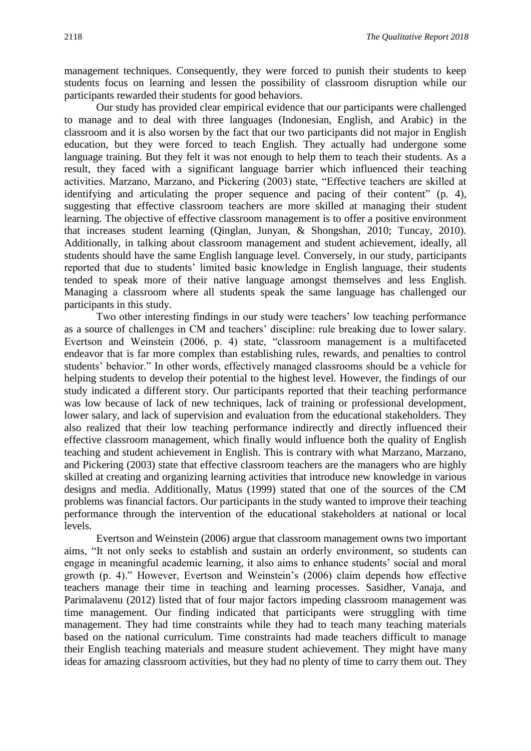management techniques. Consequently, they were forced to punish their students to keep students focus on learning and lessen the possibility of classroom disruption while our participants rewarded their students for good behaviors.

Our study has provided clear empirical evidence that our participants were challenged to manage and to deal with three languages (Indonesian, English, and Arabic) in the classroom and it is also worsen by the fact that our two participants did not major in English education, but they were forced to teach English. They actually had undergone some language training. But they felt it was not enough to help them to teach their students. As a result, they faced with a significant language barrier which influenced their teaching activities. Marzano, Marzano, and Pickering (2003) state, "Effective teachers are skilled at identifying and articulating the proper sequence and pacing of their content" (p. 4), suggesting that effective classroom teachers are more skilled at managing their student learning. The objective of effective classroom management is to offer a positive environment that increases student learning (Qinglan, Junyan, & Shongshan, 2010; Tuncay, 2010). Additionally, in talking about classroom management and student achievement, ideally, all students should have the same English language level. Conversely, in our study, participants reported that due to students' limited basic knowledge in English language, their students tended to speak more of their native language amongst themselves and less English. Managing a classroom where all students speak the same language has challenged our participants in this study.

Two other interesting findings in our study were teachers' low teaching performance as a source of challenges in CM and teachers' discipline: rule breaking due to lower salary. Evertson and Weinstein (2006, p. 4) state, "classroom management is a multifaceted endeavor that is far more complex than establishing rules, rewards, and penalties to control students' behavior." In other words, effectively managed classrooms should be a vehicle for helping students to develop their potential to the highest level. However, the findings of our study indicated a different story. Our participants reported that their teaching performance was low because of lack of new techniques, lack of training or professional development, lower salary, and lack of supervision and evaluation from the educational stakeholders. They also realized that their low teaching performance indirectly and directly influenced their effective classroom management, which finally would influence both the quality of English teaching and student achievement in English. This is contrary with what Marzano, Marzano, and Pickering (2003) state that effective classroom teachers are the managers who are highly skilled at creating and organizing learning activities that introduce new knowledge in various designs and media. Additionally, Matus (1999) stated that one of the sources of the CM problems was financial factors. Our participants in the study wanted to improve their teaching performance through the intervention of the educational stakeholders at national or local levels.

Evertson and Weinstein (2006) argue that classroom management owns two important aims, "It not only seeks to establish and sustain an orderly environment, so students can engage in meaningful academic learning, it also aims to enhance students' social and moral growth (p. 4)." However, Evertson and Weinstein's (2006) claim depends how effective teachers manage their time in teaching and learning processes. Sasidher, Vanaja, and Parimalavenu (2012) listed that of four major factors impeding classroom management was time management. Our finding indicated that participants were struggling with time management. They had time constraints while they had to teach many teaching materials based on the national curriculum. Time constraints had made teachers difficult to manage their English teaching materials and measure student achievement. They might have many ideas for amazing classroom activities, but they had no plenty of time to carry them out. They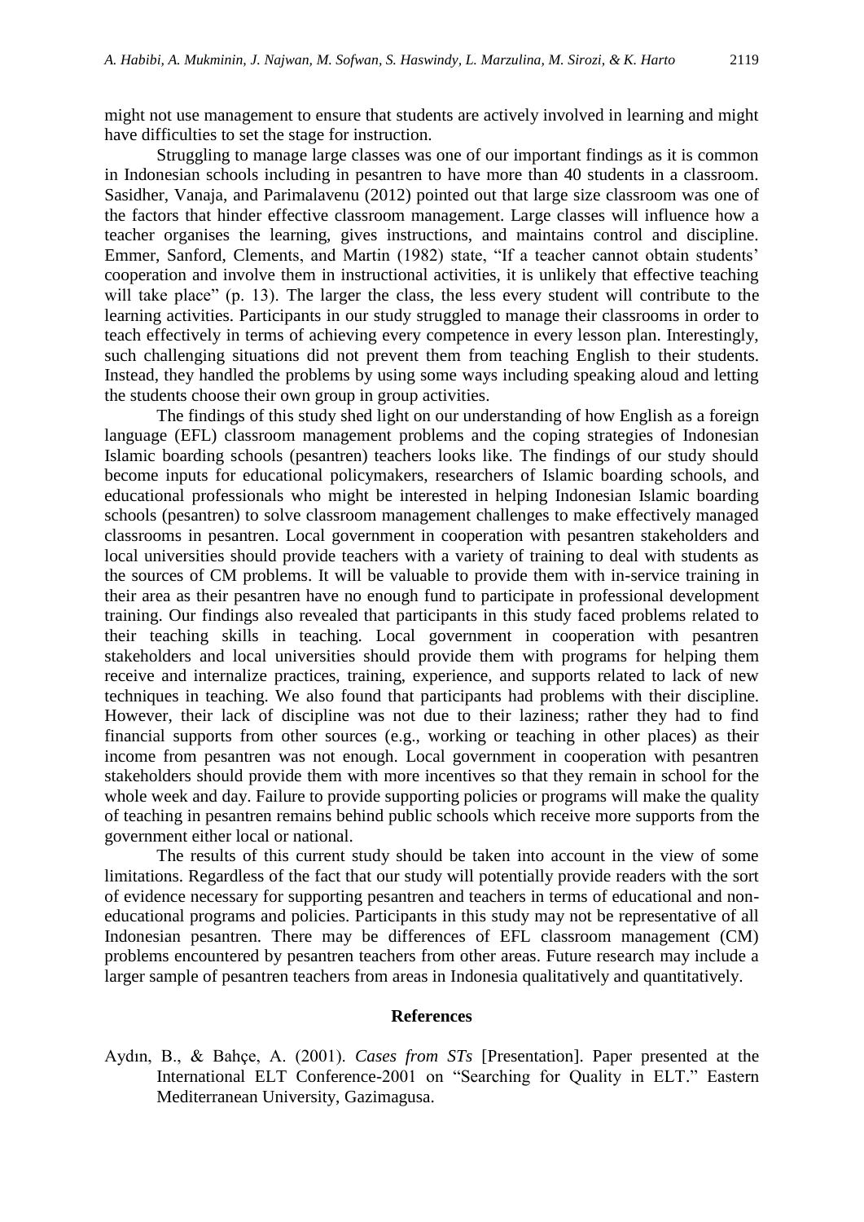might not use management to ensure that students are actively involved in learning and might have difficulties to set the stage for instruction.

Struggling to manage large classes was one of our important findings as it is common in Indonesian schools including in pesantren to have more than 40 students in a classroom. Sasidher, Vanaja, and Parimalavenu (2012) pointed out that large size classroom was one of the factors that hinder effective classroom management. Large classes will influence how a teacher organises the learning, gives instructions, and maintains control and discipline. Emmer, Sanford, Clements, and Martin (1982) state, "If a teacher cannot obtain students' cooperation and involve them in instructional activities, it is unlikely that effective teaching will take place" (p. 13). The larger the class, the less every student will contribute to the learning activities. Participants in our study struggled to manage their classrooms in order to teach effectively in terms of achieving every competence in every lesson plan. Interestingly, such challenging situations did not prevent them from teaching English to their students. Instead, they handled the problems by using some ways including speaking aloud and letting the students choose their own group in group activities.

The findings of this study shed light on our understanding of how English as a foreign language (EFL) classroom management problems and the coping strategies of Indonesian Islamic boarding schools (pesantren) teachers looks like. The findings of our study should become inputs for educational policymakers, researchers of Islamic boarding schools, and educational professionals who might be interested in helping Indonesian Islamic boarding schools (pesantren) to solve classroom management challenges to make effectively managed classrooms in pesantren. Local government in cooperation with pesantren stakeholders and local universities should provide teachers with a variety of training to deal with students as the sources of CM problems. It will be valuable to provide them with in-service training in their area as their pesantren have no enough fund to participate in professional development training. Our findings also revealed that participants in this study faced problems related to their teaching skills in teaching. Local government in cooperation with pesantren stakeholders and local universities should provide them with programs for helping them receive and internalize practices, training, experience, and supports related to lack of new techniques in teaching. We also found that participants had problems with their discipline. However, their lack of discipline was not due to their laziness; rather they had to find financial supports from other sources (e.g., working or teaching in other places) as their income from pesantren was not enough. Local government in cooperation with pesantren stakeholders should provide them with more incentives so that they remain in school for the whole week and day. Failure to provide supporting policies or programs will make the quality of teaching in pesantren remains behind public schools which receive more supports from the government either local or national.

The results of this current study should be taken into account in the view of some limitations. Regardless of the fact that our study will potentially provide readers with the sort of evidence necessary for supporting pesantren and teachers in terms of educational and non-educational programs and policies. Participants in this study may not be representative of all Indonesian pesantren. There may be differences of EFL classroom management (CM) problems encountered by pesantren teachers from other areas. Future research may include a larger sample of pesantren teachers from areas in Indonesia qualitatively and quantitatively.

## References

Aydın, B., & Bahçe, A. (2001). *Cases from STs* [Presentation]. Paper presented at the International ELT Conference-2001 on "Searching for Quality in ELT." Eastern Mediterranean University, Gazimagusa.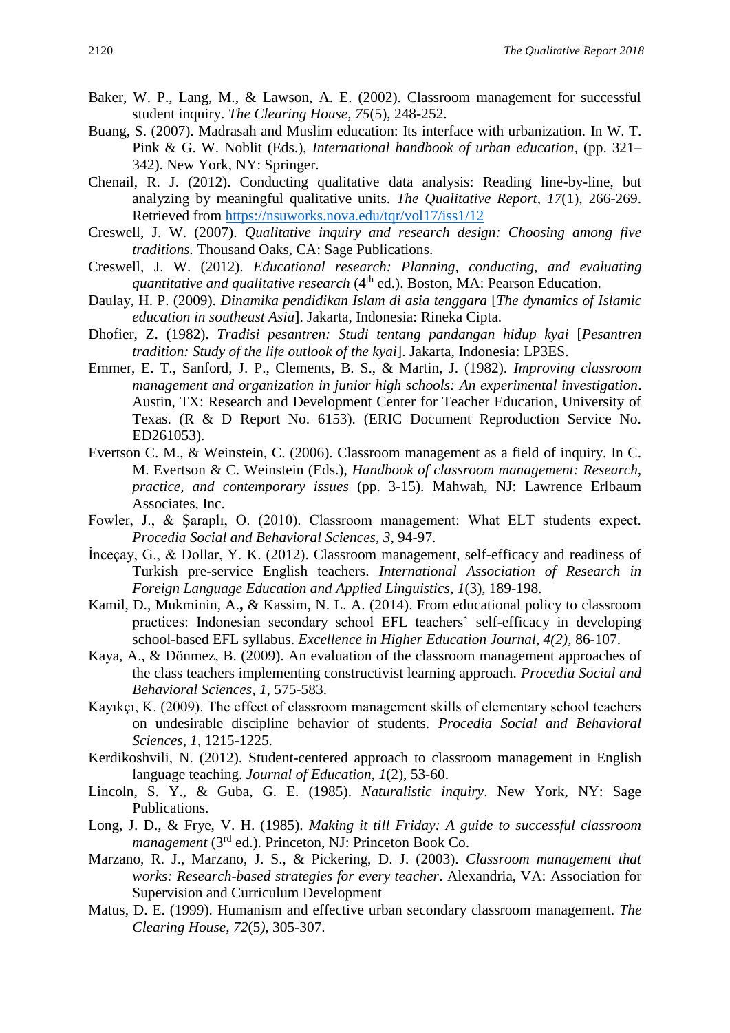Baker, W. P., Lang, M., & Lawson, A. E. (2002). Classroom management for successful student inquiry. *The Clearing House, 75*(5), 248-252.

Buang, S. (2007). Madrasah and Muslim education: Its interface with urbanization. In W. T. Pink & G. W. Noblit (Eds.), *International handbook of urban education*, (pp. 321–342). New York, NY: Springer.

Chenail, R. J. (2012). Conducting qualitative data analysis: Reading line-by-line, but analyzing by meaningful qualitative units. *The Qualitative Report*, *17*(1), 266-269. Retrieved from https://nsuworks.nova.edu/tqr/vol17/iss1/12

Creswell, J. W. (2007). *Qualitative inquiry and research design: Choosing among five traditions.* Thousand Oaks, CA: Sage Publications.

Creswell, J. W. (2012). *Educational research: Planning, conducting, and evaluating quantitative and qualitative research* (4th ed.). Boston, MA: Pearson Education.

Daulay, H. P. (2009). *Dinamika pendidikan Islam di asia tenggara* [*The dynamics of Islamic education in southeast Asia*]. Jakarta, Indonesia: Rineka Cipta.

Dhofier, Z. (1982). *Tradisi pesantren: Studi tentang pandangan hidup kyai* [*Pesantren tradition: Study of the life outlook of the kyai*]. Jakarta, Indonesia: LP3ES.

Emmer, E. T., Sanford, J. P., Clements, B. S., & Martin, J. (1982). *Improving classroom management and organization in junior high schools: An experimental investigation*. Austin, TX: Research and Development Center for Teacher Education, University of Texas. (R & D Report No. 6153). (ERIC Document Reproduction Service No. ED261053).

Evertson C. M., & Weinstein, C. (2006). Classroom management as a field of inquiry. In C. M. Evertson & C. Weinstein (Eds.), *Handbook of classroom management: Research, practice, and contemporary issues* (pp. 3-15). Mahwah, NJ: Lawrence Erlbaum Associates, Inc.

Fowler, J., & Şaraplı, O. (2010). Classroom management: What ELT students expect. *Procedia Social and Behavioral Sciences*, *3*, 94-97.

İnceçay, G., & Dollar, Y. K. (2012). Classroom management, self-efficacy and readiness of Turkish pre-service English teachers. *International Association of Research in Foreign Language Education and Applied Linguistics*, *1*(3), 189-198.

Kamil, D., Mukminin, A., & Kassim, N. L. A. (2014). From educational policy to classroom practices: Indonesian secondary school EFL teachers' self-efficacy in developing school-based EFL syllabus. *Excellence in Higher Education Journal, 4(2),* 86-107.

Kaya, A., & Dönmez, B. (2009). An evaluation of the classroom management approaches of the class teachers implementing constructivist learning approach. *Procedia Social and Behavioral Sciences*, *1*, 575-583.

Kayıkçı, K. (2009). The effect of classroom management skills of elementary school teachers on undesirable discipline behavior of students. *Procedia Social and Behavioral Sciences*, *1*, 1215-1225.

Kerdikoshvili, N. (2012). Student-centered approach to classroom management in English language teaching. *Journal of Education*, *1*(2), 53-60.

Lincoln, S. Y., & Guba, G. E. (1985). *Naturalistic inquiry*. New York, NY: Sage Publications.

Long, J. D., & Frye, V. H. (1985). *Making it till Friday: A guide to successful classroom management* (3rd ed.). Princeton, NJ: Princeton Book Co.

Marzano, R. J., Marzano, J. S., & Pickering, D. J. (2003). *Classroom management that works: Research-based strategies for every teacher*. Alexandria, VA: Association for Supervision and Curriculum Development

Matus, D. E. (1999). Humanism and effective urban secondary classroom management. *The Clearing House*, *72*(5*),* 305-307.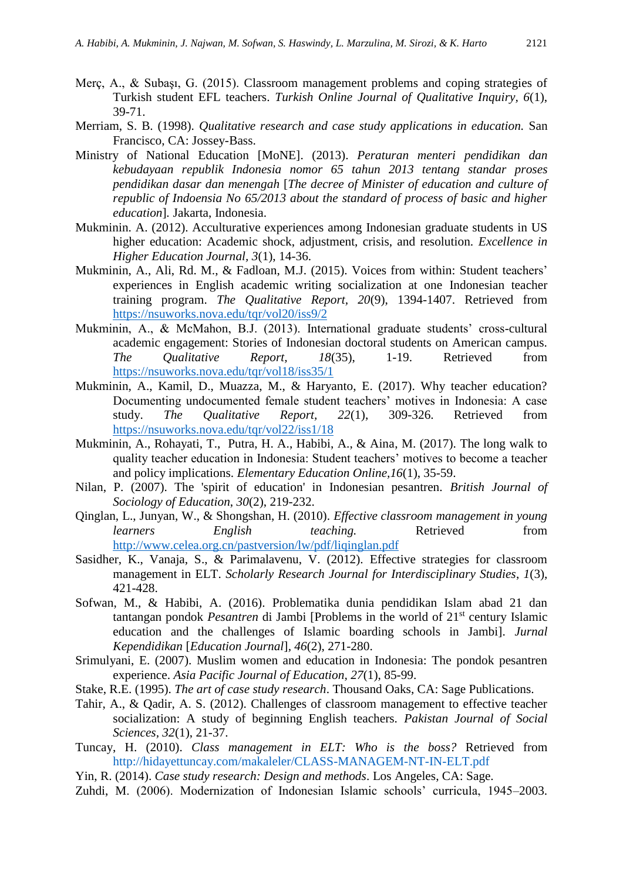Merç, A., & Subaşı, G. (2015). Classroom management problems and coping strategies of Turkish student EFL teachers. *Turkish Online Journal of Qualitative Inquiry, 6*(1), 39-71.

Merriam, S. B. (1998). *Qualitative research and case study applications in education.* San Francisco, CA: Jossey-Bass.

Ministry of National Education [MoNE]. (2013). *Peraturan menteri pendidikan dan kebudayaan republik Indonesia nomor 65 tahun 2013 tentang standar proses pendidikan dasar dan menengah* [*The decree of Minister of education and culture of republic of Indoensia No 65/2013 about the standard of process of basic and higher education*]. Jakarta, Indonesia.

Mukminin. A. (2012). Acculturative experiences among Indonesian graduate students in US higher education: Academic shock, adjustment, crisis, and resolution. *Excellence in Higher Education Journal, 3*(1), 14-36.

Mukminin, A., Ali, Rd. M., & Fadloan, M.J. (2015). Voices from within: Student teachers' experiences in English academic writing socialization at one Indonesian teacher training program. *The Qualitative Report, 20*(9), 1394-1407. Retrieved from https://nsuworks.nova.edu/tqr/vol20/iss9/2

Mukminin, A., & McMahon, B.J. (2013). International graduate students' cross-cultural academic engagement: Stories of Indonesian doctoral students on American campus. *The Qualitative Report, 18*(35), 1-19. Retrieved from https://nsuworks.nova.edu/tqr/vol18/iss35/1

Mukminin, A., Kamil, D., Muazza, M., & Haryanto, E. (2017). Why teacher education? Documenting undocumented female student teachers' motives in Indonesia: A case study. *The Qualitative Report, 22*(1), 309-326. Retrieved from https://nsuworks.nova.edu/tqr/vol22/iss1/18

Mukminin, A., Rohayati, T., Putra, H. A., Habibi, A., & Aina, M. (2017). The long walk to quality teacher education in Indonesia: Student teachers' motives to become a teacher and policy implications. *Elementary Education Online,16*(1), 35-59.

Nilan, P. (2007). The 'spirit of education' in Indonesian pesantren. *British Journal of Sociology of Education*, *30*(2), 219-232.

Qinglan, L., Junyan, W., & Shongshan, H. (2010). *Effective classroom management in young learners English teaching.* Retrieved from http://www.celea.org.cn/pastversion/lw/pdf/liqinglan.pdf

Sasidher, K., Vanaja, S., & Parimalavenu, V. (2012). Effective strategies for classroom management in ELT. *Scholarly Research Journal for Interdisciplinary Studies*, *1*(3), 421-428.

Sofwan, M., & Habibi, A. (2016). Problematika dunia pendidikan Islam abad 21 dan tantangan pondok *Pesantren* di Jambi [Problems in the world of 21st century Islamic education and the challenges of Islamic boarding schools in Jambi]. *Jurnal Kependidikan* [*Education Journal*], *46*(2), 271-280.

Srimulyani, E. (2007). Muslim women and education in Indonesia: The pondok pesantren experience. *Asia Pacific Journal of Education, 27*(1), 85-99.

Stake, R.E. (1995). *The art of case study research*. Thousand Oaks, CA: Sage Publications.

Tahir, A., & Qadir, A. S. (2012). Challenges of classroom management to effective teacher socialization: A study of beginning English teachers. *Pakistan Journal of Social Sciences, 32*(1), 21-37.

Tuncay, H. (2010). *Class management in ELT: Who is the boss?* Retrieved from http://hidayettuncay.com/makaleler/CLASS-MANAGEM-NT-IN-ELT.pdf

Yin, R. (2014). *Case study research: Design and methods*. Los Angeles, CA: Sage.

Zuhdi, M. (2006). Modernization of Indonesian Islamic schools' curricula, 1945–2003.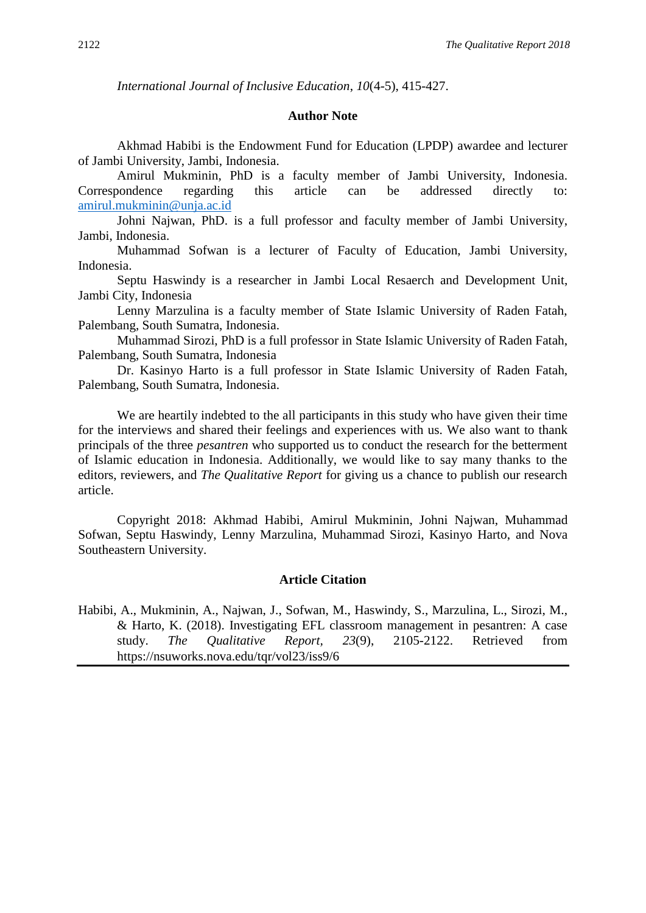*International Journal of Inclusive Education*, *10*(4-5), 415-427.

### Author Note

Akhmad Habibi is the Endowment Fund for Education (LPDP) awardee and lecturer of Jambi University, Jambi, Indonesia.

Amirul Mukminin, PhD is a faculty member of Jambi University, Indonesia. Correspondence regarding this article can be addressed directly to: amirul.mukminin@unja.ac.id

Johni Najwan, PhD. is a full professor and faculty member of Jambi University, Jambi, Indonesia.

Muhammad Sofwan is a lecturer of Faculty of Education, Jambi University, Indonesia.

Septu Haswindy is a researcher in Jambi Local Resaerch and Development Unit, Jambi City, Indonesia

Lenny Marzulina is a faculty member of State Islamic University of Raden Fatah, Palembang, South Sumatra, Indonesia.

Muhammad Sirozi, PhD is a full professor in State Islamic University of Raden Fatah, Palembang, South Sumatra, Indonesia

Dr. Kasinyo Harto is a full professor in State Islamic University of Raden Fatah, Palembang, South Sumatra, Indonesia.

We are heartily indebted to the all participants in this study who have given their time for the interviews and shared their feelings and experiences with us. We also want to thank principals of the three *pesantren* who supported us to conduct the research for the betterment of Islamic education in Indonesia. Additionally, we would like to say many thanks to the editors, reviewers, and *The Qualitative Report* for giving us a chance to publish our research article.

Copyright 2018: Akhmad Habibi, Amirul Mukminin, Johni Najwan, Muhammad Sofwan, Septu Haswindy, Lenny Marzulina, Muhammad Sirozi, Kasinyo Harto, and Nova Southeastern University.

### Article Citation

Habibi, A., Mukminin, A., Najwan, J., Sofwan, M., Haswindy, S., Marzulina, L., Sirozi, M., & Harto, K. (2018). Investigating EFL classroom management in pesantren: A case study. *The Qualitative Report*, *23*(9), 2105-2122. Retrieved from https://nsuworks.nova.edu/tqr/vol23/iss9/6